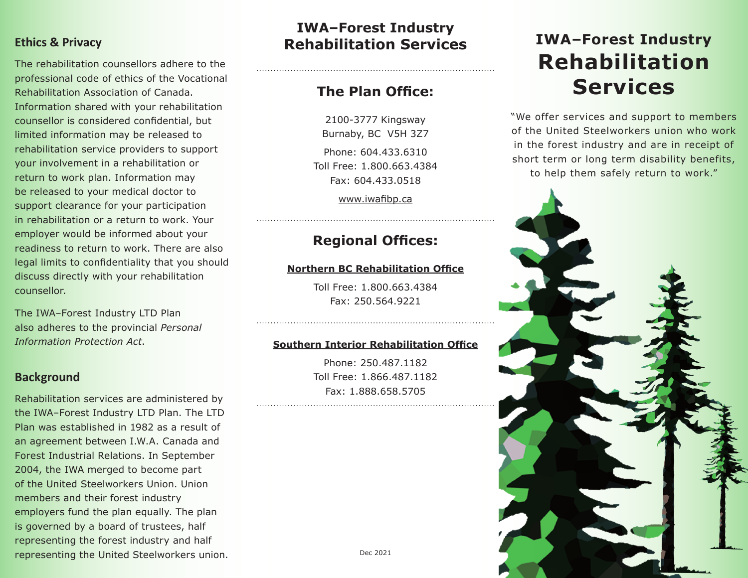## Ethics & Privacy

The rehabilitation counsellors adhere to the professional code of ethics of the Vocational Rehabilitation Association of Canada. Information shared with your rehabilitation counsellor is considered confidential, but limited information may be released to rehabilitation service providers to support your involvement in a rehabilitation or return to work plan. Information may be released to your medical doctor to support clearance for your participation in rehabilitation or a return to work. Your employer would be informed about your readiness to return to work. There are also legal limits to confidentiality that you should discuss directly with your rehabilitation counsellor.

The IWA–Forest Industry LTD Plan also adheres to the provincial *Personal Information Protection Act*.

## Background

Rehabilitation services are administered by the IWA–Forest Industry LTD Plan. The LTD Plan was established in 1982 as a result of an agreement between I.W.A. Canada and Forest Industrial Relations. In September 2004, the IWA merged to become part of the United Steelworkers Union. Union members and their forest industry employers fund the plan equally. The plan is governed by a board of trustees, half representing the forest industry and half representing the United Steelworkers union.

# IWA–Forest Industry Rehabilitation Services

## The Plan Office:

2100-3777 Kingsway
Burnaby, BC V5H 3Z7

Phone: 604.433.6310
Toll Free: 1.800.663.4384
Fax: 604.433.0518

www.iwafibp.ca

## Regional Offices:

**Northern BC Rehabilitation Office**

Toll Free: 1.800.663.4384
Fax: 250.564.9221

**Southern Interior Rehabilitation Office**

Phone: 250.487.1182
Toll Free: 1.866.487.1182
Fax: 1.888.658.5705

Dec 2021

# IWA–Forest Industry Rehabilitation Services

"We offer services and support to members of the United Steelworkers union who work in the forest industry and are in receipt of short term or long term disability benefits, to help them safely return to work."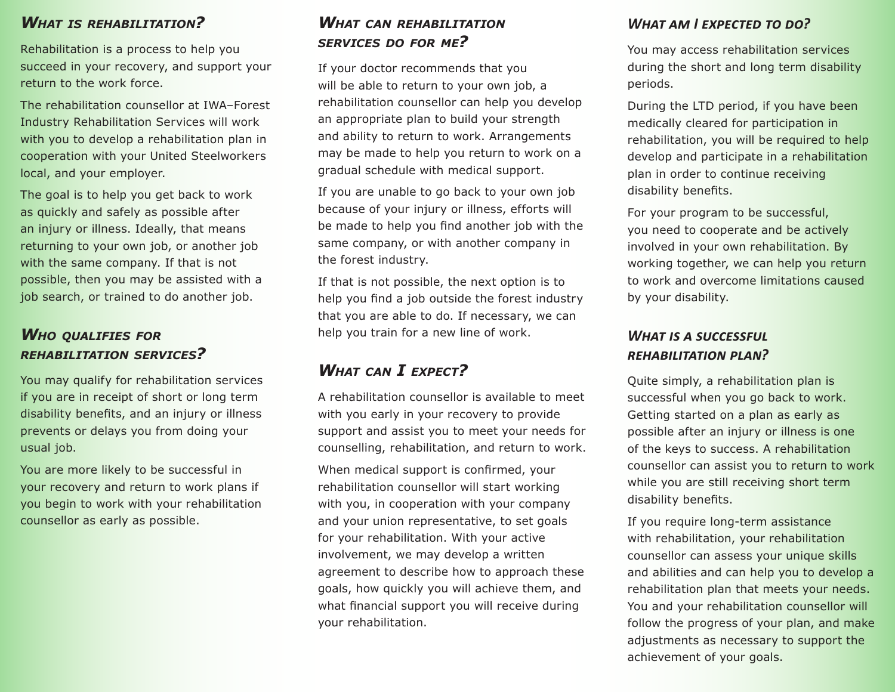## What is rehabilitation?

Rehabilitation is a process to help you succeed in your recovery, and support your return to the work force.

The rehabilitation counsellor at IWA–Forest Industry Rehabilitation Services will work with you to develop a rehabilitation plan in cooperation with your United Steelworkers local, and your employer.

The goal is to help you get back to work as quickly and safely as possible after an injury or illness. Ideally, that means returning to your own job, or another job with the same company. If that is not possible, then you may be assisted with a job search, or trained to do another job.

## Who qualifies for rehabilitation services?

You may qualify for rehabilitation services if you are in receipt of short or long term disability benefits, and an injury or illness prevents or delays you from doing your usual job.

You are more likely to be successful in your recovery and return to work plans if you begin to work with your rehabilitation counsellor as early as possible.

## What can rehabilitation services do for me?

If your doctor recommends that you will be able to return to your own job, a rehabilitation counsellor can help you develop an appropriate plan to build your strength and ability to return to work. Arrangements may be made to help you return to work on a gradual schedule with medical support.

If you are unable to go back to your own job because of your injury or illness, efforts will be made to help you find another job with the same company, or with another company in the forest industry.

If that is not possible, the next option is to help you find a job outside the forest industry that you are able to do. If necessary, we can help you train for a new line of work.

## What can I expect?

A rehabilitation counsellor is available to meet with you early in your recovery to provide support and assist you to meet your needs for counselling, rehabilitation, and return to work.

When medical support is confirmed, your rehabilitation counsellor will start working with you, in cooperation with your company and your union representative, to set goals for your rehabilitation. With your active involvement, we may develop a written agreement to describe how to approach these goals, how quickly you will achieve them, and what financial support you will receive during your rehabilitation.

## What am I expected to do?

You may access rehabilitation services during the short and long term disability periods.

During the LTD period, if you have been medically cleared for participation in rehabilitation, you will be required to help develop and participate in a rehabilitation plan in order to continue receiving disability benefits.

For your program to be successful, you need to cooperate and be actively involved in your own rehabilitation. By working together, we can help you return to work and overcome limitations caused by your disability.

## What is a successful rehabilitation plan?

Quite simply, a rehabilitation plan is successful when you go back to work. Getting started on a plan as early as possible after an injury or illness is one of the keys to success. A rehabilitation counsellor can assist you to return to work while you are still receiving short term disability benefits.

If you require long-term assistance with rehabilitation, your rehabilitation counsellor can assess your unique skills and abilities and can help you to develop a rehabilitation plan that meets your needs. You and your rehabilitation counsellor will follow the progress of your plan, and make adjustments as necessary to support the achievement of your goals.